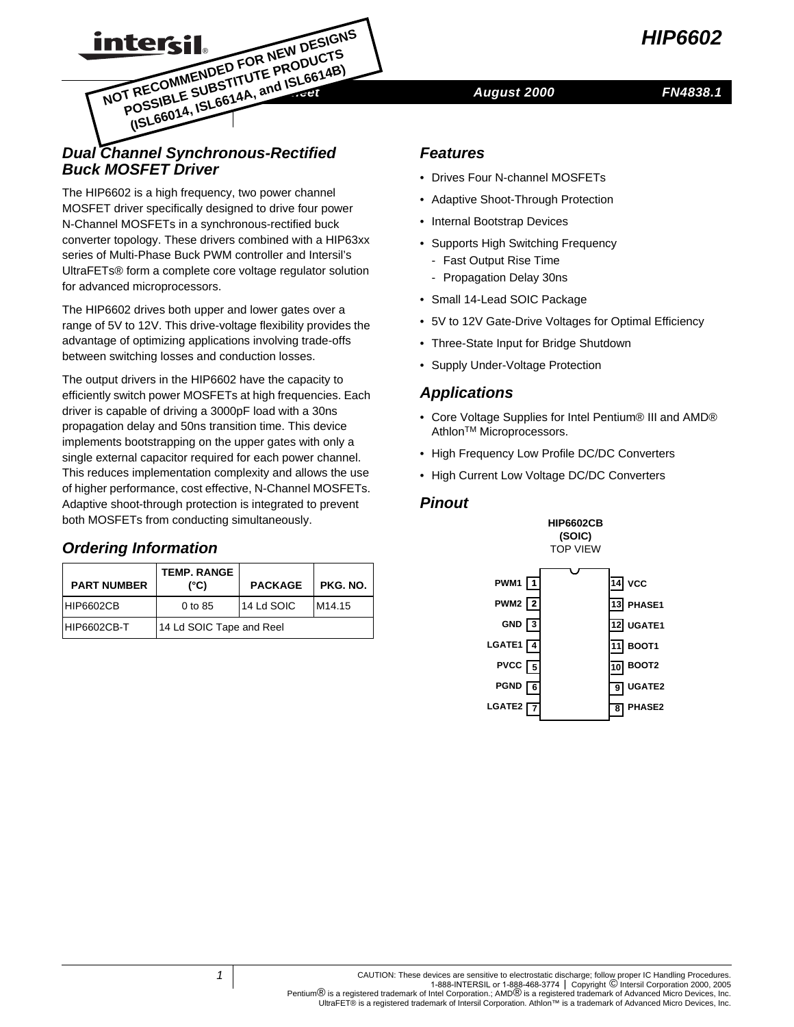# HIP6602

NOT RECOMMENDED FOR NEW DESIGNS
POSSIBLE SUBSTITUTE PRODUCTS
(ISL66014, ISL6614A, and ISL6614B)

Data Sheet | August 2000 | FN4838.1

## Dual Channel Synchronous-Rectified Buck MOSFET Driver

The HIP6602 is a high frequency, two power channel MOSFET driver specifically designed to drive four power N-Channel MOSFETs in a synchronous-rectified buck converter topology. These drivers combined with a HIP63xx series of Multi-Phase Buck PWM controller and Intersil's UltraFETs® form a complete core voltage regulator solution for advanced microprocessors.

The HIP6602 drives both upper and lower gates over a range of 5V to 12V. This drive-voltage flexibility provides the advantage of optimizing applications involving trade-offs between switching losses and conduction losses.

The output drivers in the HIP6602 have the capacity to efficiently switch power MOSFETs at high frequencies. Each driver is capable of driving a 3000pF load with a 30ns propagation delay and 50ns transition time. This device implements bootstrapping on the upper gates with only a single external capacitor required for each power channel. This reduces implementation complexity and allows the use of higher performance, cost effective, N-Channel MOSFETs. Adaptive shoot-through protection is integrated to prevent both MOSFETs from conducting simultaneously.

## Ordering Information

| PART NUMBER | TEMP. RANGE (°C) | PACKAGE | PKG. NO. |
|---|---|---|---|
| HIP6602CB | 0 to 85 | 14 Ld SOIC | M14.15 |
| HIP6602CB-T | 14 Ld SOIC Tape and Reel | | |

## Features

- Drives Four N-channel MOSFETs
- Adaptive Shoot-Through Protection
- Internal Bootstrap Devices
- Supports High Switching Frequency
  - Fast Output Rise Time
  - Propagation Delay 30ns
- Small 14-Lead SOIC Package
- 5V to 12V Gate-Drive Voltages for Optimal Efficiency
- Three-State Input for Bridge Shutdown
- Supply Under-Voltage Protection

## Applications

- Core Voltage Supplies for Intel Pentium® III and AMD® Athlon™ Microprocessors.
- High Frequency Low Profile DC/DC Converters
- High Current Low Voltage DC/DC Converters

## Pinout

HIP6602CB (SOIC)
TOP VIEW

| Pin | Name | Pin | Name |
|---|---|---|---|
| 1 | PWM1 | 14 | VCC |
| 2 | PWM2 | 13 | PHASE1 |
| 3 | GND | 12 | UGATE1 |
| 4 | LGATE1 | 11 | BOOT1 |
| 5 | PVCC | 10 | BOOT2 |
| 6 | PGND | 9 | UGATE2 |
| 7 | LGATE2 | 8 | PHASE2 |

CAUTION: These devices are sensitive to electrostatic discharge; follow proper IC Handling Procedures.
1-888-INTERSIL or 1-888-468-3774 | Copyright © Intersil Corporation 2000, 2005
Pentium® is a registered trademark of Intel Corporation.; AMD® is a registered trademark of Advanced Micro Devices, Inc.
UltraFET® is a registered trademark of Intersil Corporation. Athlon™ is a trademark of Advanced Micro Devices, Inc.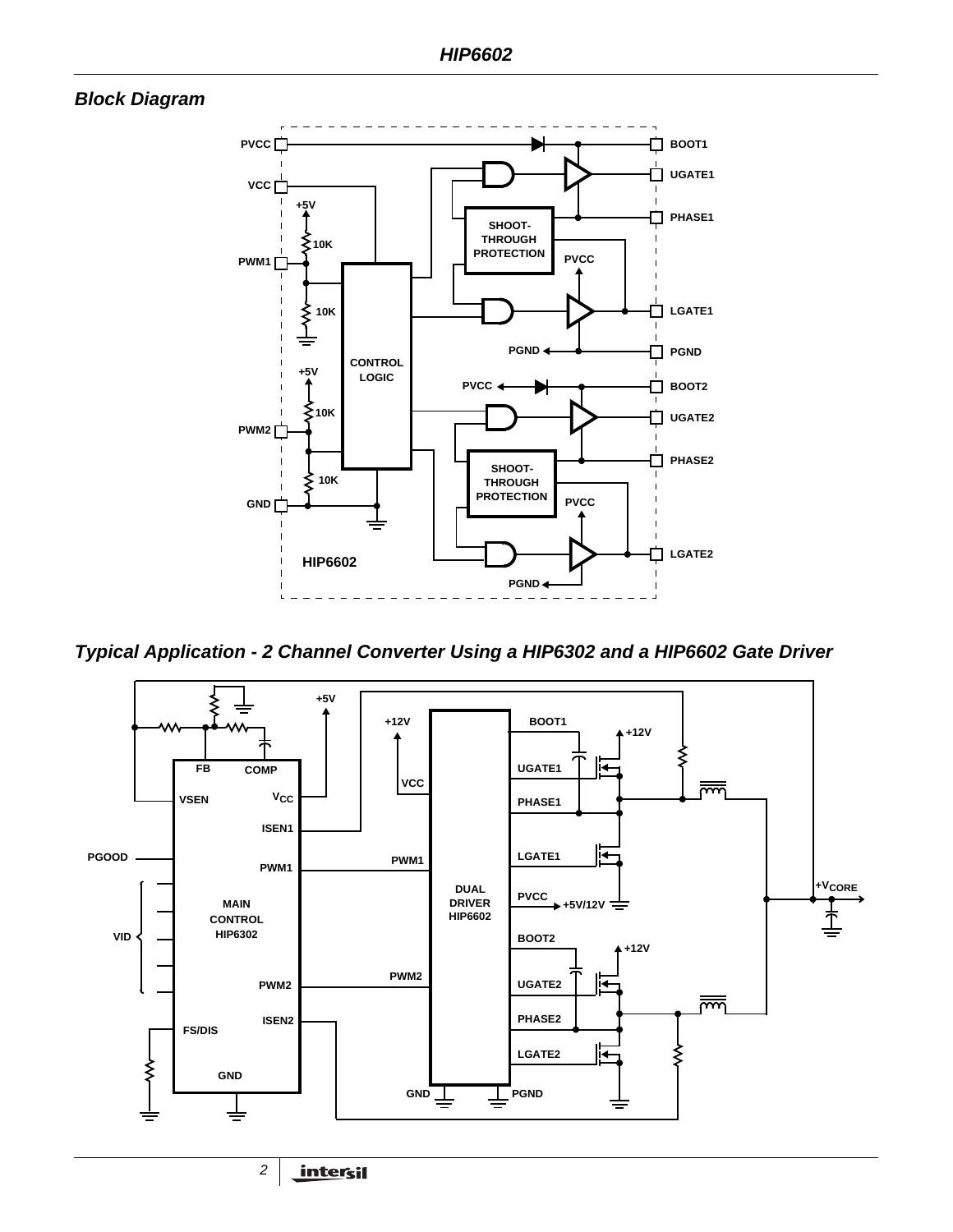## Block Diagram

## Typical Application - 2 Channel Converter Using a HIP6302 and a HIP6602 Gate Driver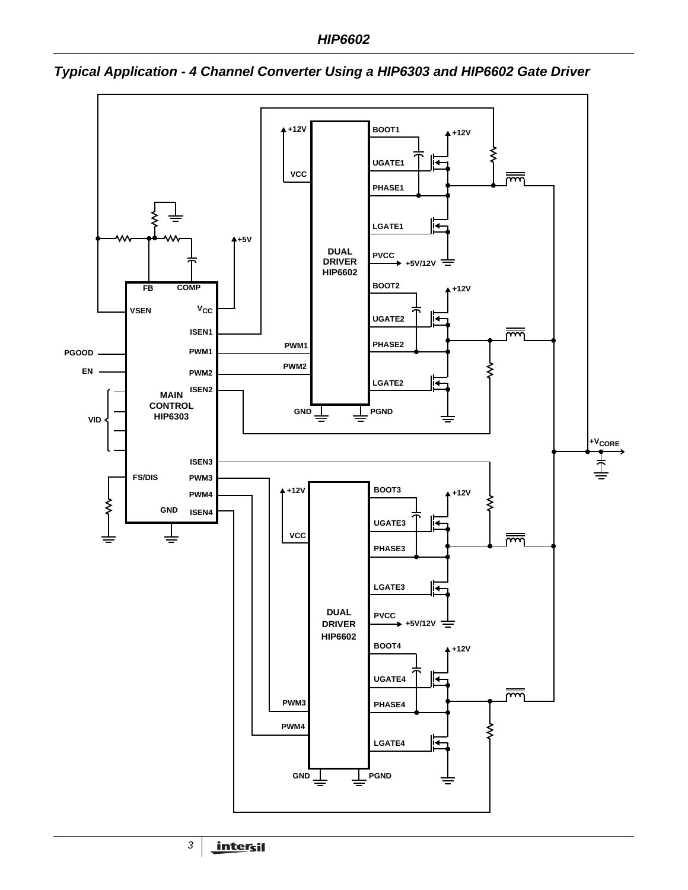## Typical Application - 4 Channel Converter Using a HIP6303 and HIP6602 Gate Driver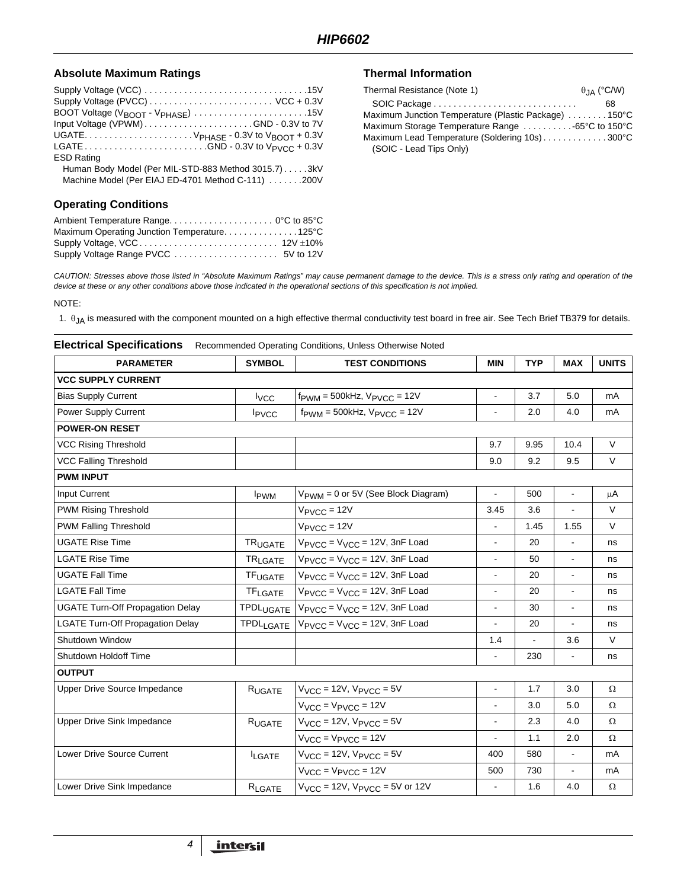## Absolute Maximum Ratings

Supply Voltage (VCC) . . . . . . . . . . . . . . . . . . . . . . . . . . . . . . . .15V
Supply Voltage (PVCC) . . . . . . . . . . . . . . . . . . . . . . . . . VCC + 0.3V
BOOT Voltage ($V_{BOOT}$ - $V_{PHASE}$) . . . . . . . . . . . . . . . . . . . . . . .15V
Input Voltage (VPWM) . . . . . . . . . . . . . . . . . . . . . GND - 0.3V to 7V
UGATE. . . . . . . . . . . . . . . . . . . . . $V_{PHASE}$ - 0.3V to $V_{BOOT}$ + 0.3V
LGATE . . . . . . . . . . . . . . . . . . . . . . . . .GND - 0.3V to $V_{PVCC}$ + 0.3V
ESD Rating
 Human Body Model (Per MIL-STD-883 Method 3015.7) . . . . .3kV
 Machine Model (Per EIAJ ED-4701 Method C-111) . . . . . . .200V

## Operating Conditions

Ambient Temperature Range. . . . . . . . . . . . . . . . . . . . . 0°C to 85°C
Maximum Operating Junction Temperature. . . . . . . . . . . . . . .125°C
Supply Voltage, VCC . . . . . . . . . . . . . . . . . . . . . . . . . . . 12V ±10%
Supply Voltage Range PVCC . . . . . . . . . . . . . . . . . . . . . 5V to 12V

## Thermal Information

Thermal Resistance (Note 1) $\theta_{JA}$ (°C/W)
 SOIC Package . . . . . . . . . . . . . . . . . . . . . . . . . . . . 68
Maximum Junction Temperature (Plastic Package) . . . . . . . . 150°C
Maximum Storage Temperature Range . . . . . . . . . . -65°C to 150°C
Maximum Lead Temperature (Soldering 10s) . . . . . . . . . . . . 300°C
 (SOIC - Lead Tips Only)

*CAUTION: Stresses above those listed in "Absolute Maximum Ratings" may cause permanent damage to the device. This is a stress only rating and operation of the device at these or any other conditions above those indicated in the operational sections of this specification is not implied.*

NOTE:

1. $\theta_{JA}$ is measured with the component mounted on a high effective thermal conductivity test board in free air. See Tech Brief TB379 for details.

**Electrical Specifications** Recommended Operating Conditions, Unless Otherwise Noted

| PARAMETER | SYMBOL | TEST CONDITIONS | MIN | TYP | MAX | UNITS |
|---|---|---|---|---|---|---|
| **VCC SUPPLY CURRENT** | | | | | | |
| Bias Supply Current | $I_{VCC}$ | $f_{PWM}$ = 500kHz, $V_{PVCC}$ = 12V | - | 3.7 | 5.0 | mA |
| Power Supply Current | $I_{PVCC}$ | $f_{PWM}$ = 500kHz, $V_{PVCC}$ = 12V | - | 2.0 | 4.0 | mA |
| **POWER-ON RESET** | | | | | | |
| VCC Rising Threshold | | | 9.7 | 9.95 | 10.4 | V |
| VCC Falling Threshold | | | 9.0 | 9.2 | 9.5 | V |
| **PWM INPUT** | | | | | | |
| Input Current | $I_{PWM}$ | $V_{PWM}$ = 0 or 5V (See Block Diagram) | - | 500 | - | μA |
| PWM Rising Threshold | | $V_{PVCC}$ = 12V | 3.45 | 3.6 | - | V |
| PWM Falling Threshold | | $V_{PVCC}$ = 12V | - | 1.45 | 1.55 | V |
| UGATE Rise Time | $TR_{UGATE}$ | $V_{PVCC}$ = $V_{VCC}$ = 12V, 3nF Load | - | 20 | - | ns |
| LGATE Rise Time | $TR_{LGATE}$ | $V_{PVCC}$ = $V_{VCC}$ = 12V, 3nF Load | - | 50 | - | ns |
| UGATE Fall Time | $TF_{UGATE}$ | $V_{PVCC}$ = $V_{VCC}$ = 12V, 3nF Load | - | 20 | - | ns |
| LGATE Fall Time | $TF_{LGATE}$ | $V_{PVCC}$ = $V_{VCC}$ = 12V, 3nF Load | - | 20 | - | ns |
| UGATE Turn-Off Propagation Delay | $TPDL_{UGATE}$ | $V_{PVCC}$ = $V_{VCC}$ = 12V, 3nF Load | - | 30 | - | ns |
| LGATE Turn-Off Propagation Delay | $TPDL_{LGATE}$ | $V_{PVCC}$ = $V_{VCC}$ = 12V, 3nF Load | - | 20 | - | ns |
| Shutdown Window | | | 1.4 | - | 3.6 | V |
| Shutdown Holdoff Time | | | - | 230 | - | ns |
| **OUTPUT** | | | | | | |
| Upper Drive Source Impedance | $R_{UGATE}$ | $V_{VCC}$ = 12V, $V_{PVCC}$ = 5V | - | 1.7 | 3.0 | Ω |
| | | $V_{VCC}$ = $V_{PVCC}$ = 12V | - | 3.0 | 5.0 | Ω |
| Upper Drive Sink Impedance | $R_{UGATE}$ | $V_{VCC}$ = 12V, $V_{PVCC}$ = 5V | - | 2.3 | 4.0 | Ω |
| | | $V_{VCC}$ = $V_{PVCC}$ = 12V | - | 1.1 | 2.0 | Ω |
| Lower Drive Source Current | $I_{LGATE}$ | $V_{VCC}$ = 12V, $V_{PVCC}$ = 5V | 400 | 580 | - | mA |
| | | $V_{VCC}$ = $V_{PVCC}$ = 12V | 500 | 730 | - | mA |
| Lower Drive Sink Impedance | $R_{LGATE}$ | $V_{VCC}$ = 12V, $V_{PVCC}$ = 5V or 12V | - | 1.6 | 4.0 | Ω |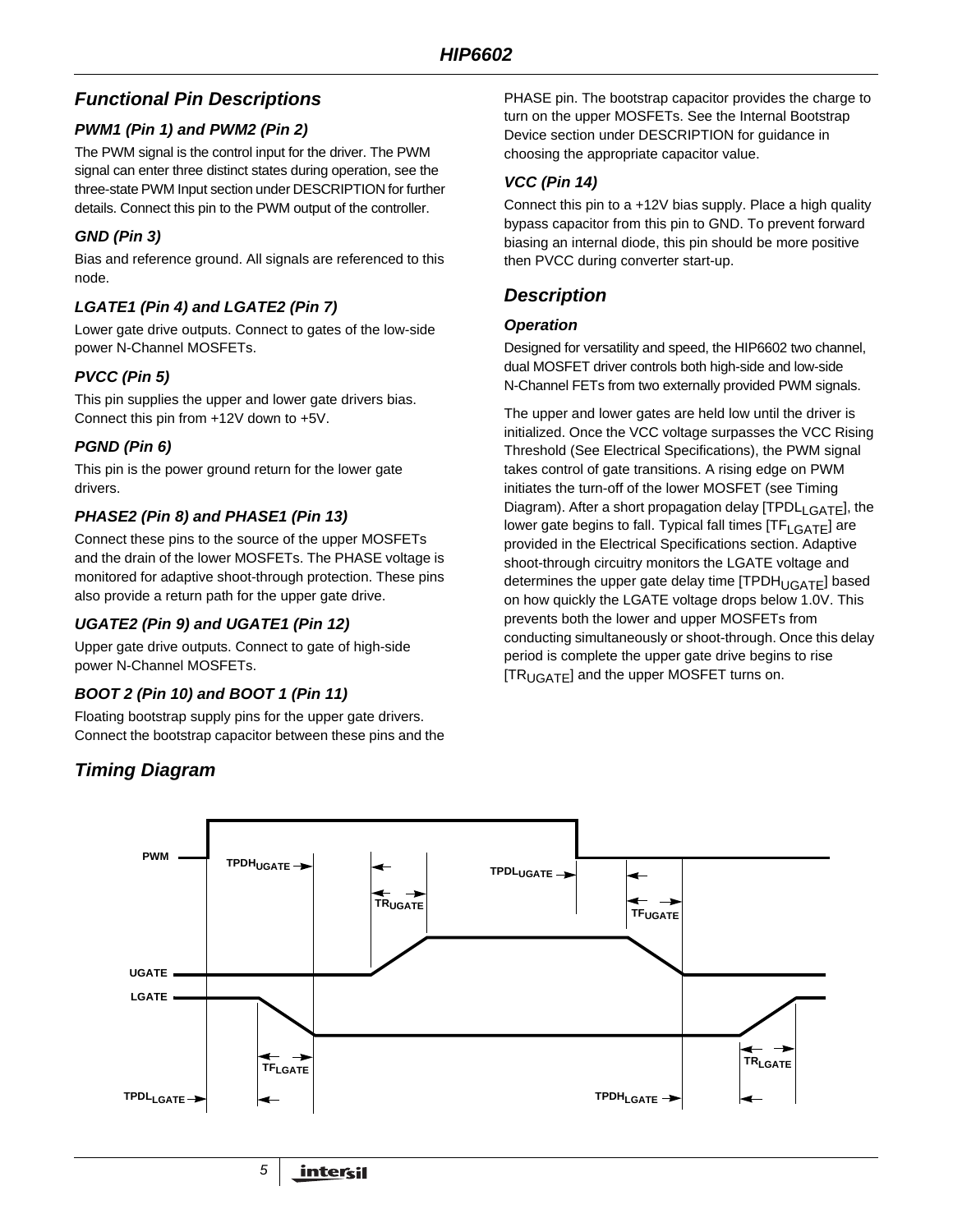## Functional Pin Descriptions

### PWM1 (Pin 1) and PWM2 (Pin 2)

The PWM signal is the control input for the driver. The PWM signal can enter three distinct states during operation, see the three-state PWM Input section under DESCRIPTION for further details. Connect this pin to the PWM output of the controller.

### GND (Pin 3)

Bias and reference ground. All signals are referenced to this node.

### LGATE1 (Pin 4) and LGATE2 (Pin 7)

Lower gate drive outputs. Connect to gates of the low-side power N-Channel MOSFETs.

### PVCC (Pin 5)

This pin supplies the upper and lower gate drivers bias. Connect this pin from +12V down to +5V.

### PGND (Pin 6)

This pin is the power ground return for the lower gate drivers.

### PHASE2 (Pin 8) and PHASE1 (Pin 13)

Connect these pins to the source of the upper MOSFETs and the drain of the lower MOSFETs. The PHASE voltage is monitored for adaptive shoot-through protection. These pins also provide a return path for the upper gate drive.

### UGATE2 (Pin 9) and UGATE1 (Pin 12)

Upper gate drive outputs. Connect to gate of high-side power N-Channel MOSFETs.

### BOOT 2 (Pin 10) and BOOT 1 (Pin 11)

Floating bootstrap supply pins for the upper gate drivers. Connect the bootstrap capacitor between these pins and the PHASE pin. The bootstrap capacitor provides the charge to turn on the upper MOSFETs. See the Internal Bootstrap Device section under DESCRIPTION for guidance in choosing the appropriate capacitor value.

### VCC (Pin 14)

Connect this pin to a +12V bias supply. Place a high quality bypass capacitor from this pin to GND. To prevent forward biasing an internal diode, this pin should be more positive then PVCC during converter start-up.

## Description

### Operation

Designed for versatility and speed, the HIP6602 two channel, dual MOSFET driver controls both high-side and low-side N-Channel FETs from two externally provided PWM signals.

The upper and lower gates are held low until the driver is initialized. Once the VCC voltage surpasses the VCC Rising Threshold (See Electrical Specifications), the PWM signal takes control of gate transitions. A rising edge on PWM initiates the turn-off of the lower MOSFET (see Timing Diagram). After a short propagation delay [$TPDL_{LGATE}$], the lower gate begins to fall. Typical fall times [$TF_{LGATE}$] are provided in the Electrical Specifications section. Adaptive shoot-through circuitry monitors the LGATE voltage and determines the upper gate delay time [$TPDH_{UGATE}$] based on how quickly the LGATE voltage drops below 1.0V. This prevents both the lower and upper MOSFETs from conducting simultaneously or shoot-through. Once this delay period is complete the upper gate drive begins to rise [$TR_{UGATE}$] and the upper MOSFET turns on.

## Timing Diagram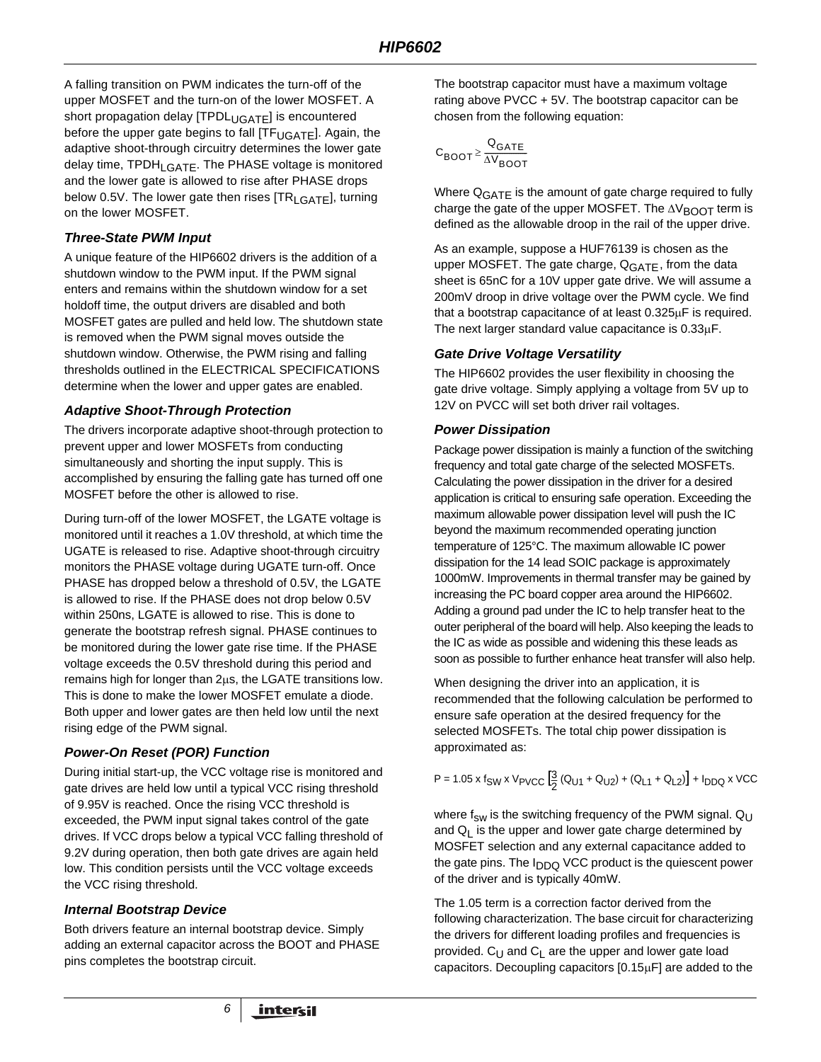A falling transition on PWM indicates the turn-off of the upper MOSFET and the turn-on of the lower MOSFET. A short propagation delay [$TPDL_{UGATE}$] is encountered before the upper gate begins to fall [$TF_{UGATE}$]. Again, the adaptive shoot-through circuitry determines the lower gate delay time, $TPDH_{LGATE}$. The PHASE voltage is monitored and the lower gate is allowed to rise after PHASE drops below 0.5V. The lower gate then rises [$TR_{LGATE}$], turning on the lower MOSFET.

### *Three-State PWM Input*

A unique feature of the HIP6602 drivers is the addition of a shutdown window to the PWM input. If the PWM signal enters and remains within the shutdown window for a set holdoff time, the output drivers are disabled and both MOSFET gates are pulled and held low. The shutdown state is removed when the PWM signal moves outside the shutdown window. Otherwise, the PWM rising and falling thresholds outlined in the ELECTRICAL SPECIFICATIONS determine when the lower and upper gates are enabled.

### *Adaptive Shoot-Through Protection*

The drivers incorporate adaptive shoot-through protection to prevent upper and lower MOSFETs from conducting simultaneously and shorting the input supply. This is accomplished by ensuring the falling gate has turned off one MOSFET before the other is allowed to rise.

During turn-off of the lower MOSFET, the LGATE voltage is monitored until it reaches a 1.0V threshold, at which time the UGATE is released to rise. Adaptive shoot-through circuitry monitors the PHASE voltage during UGATE turn-off. Once PHASE has dropped below a threshold of 0.5V, the LGATE is allowed to rise. If the PHASE does not drop below 0.5V within 250ns, LGATE is allowed to rise. This is done to generate the bootstrap refresh signal. PHASE continues to be monitored during the lower gate rise time. If the PHASE voltage exceeds the 0.5V threshold during this period and remains high for longer than 2μs, the LGATE transitions low. This is done to make the lower MOSFET emulate a diode. Both upper and lower gates are then held low until the next rising edge of the PWM signal.

### *Power-On Reset (POR) Function*

During initial start-up, the VCC voltage rise is monitored and gate drives are held low until a typical VCC rising threshold of 9.95V is reached. Once the rising VCC threshold is exceeded, the PWM input signal takes control of the gate drives. If VCC drops below a typical VCC falling threshold of 9.2V during operation, then both gate drives are again held low. This condition persists until the VCC voltage exceeds the VCC rising threshold.

### *Internal Bootstrap Device*

Both drivers feature an internal bootstrap device. Simply adding an external capacitor across the BOOT and PHASE pins completes the bootstrap circuit.

The bootstrap capacitor must have a maximum voltage rating above PVCC + 5V. The bootstrap capacitor can be chosen from the following equation:

$$C_{BOOT} \geq \frac{Q_{GATE}}{\Delta V_{BOOT}}$$

Where $Q_{GATE}$ is the amount of gate charge required to fully charge the gate of the upper MOSFET. The $\Delta V_{BOOT}$ term is defined as the allowable droop in the rail of the upper drive.

As an example, suppose a HUF76139 is chosen as the upper MOSFET. The gate charge, $Q_{GATE}$, from the data sheet is 65nC for a 10V upper gate drive. We will assume a 200mV droop in drive voltage over the PWM cycle. We find that a bootstrap capacitance of at least 0.325μF is required. The next larger standard value capacitance is 0.33μF.

### *Gate Drive Voltage Versatility*

The HIP6602 provides the user flexibility in choosing the gate drive voltage. Simply applying a voltage from 5V up to 12V on PVCC will set both driver rail voltages.

### *Power Dissipation*

Package power dissipation is mainly a function of the switching frequency and total gate charge of the selected MOSFETs. Calculating the power dissipation in the driver for a desired application is critical to ensuring safe operation. Exceeding the maximum allowable power dissipation level will push the IC beyond the maximum recommended operating junction temperature of 125°C. The maximum allowable IC power dissipation for the 14 lead SOIC package is approximately 1000mW. Improvements in thermal transfer may be gained by increasing the PC board copper area around the HIP6602. Adding a ground pad under the IC to help transfer heat to the outer peripheral of the board will help. Also keeping the leads to the IC as wide as possible and widening this these leads as soon as possible to further enhance heat transfer will also help.

When designing the driver into an application, it is recommended that the following calculation be performed to ensure safe operation at the desired frequency for the selected MOSFETs. The total chip power dissipation is approximated as:

$$P = 1.05 \times f_{SW} \times V_{PVCC}\left[\frac{3}{2}(Q_{U1} + Q_{U2}) + (Q_{L1} + Q_{L2})\right] + I_{DDQ} \times VCC$$

where $f_{sw}$ is the switching frequency of the PWM signal. $Q_U$ and $Q_L$ is the upper and lower gate charge determined by MOSFET selection and any external capacitance added to the gate pins. The $I_{DDQ}$ VCC product is the quiescent power of the driver and is typically 40mW.

The 1.05 term is a correction factor derived from the following characterization. The base circuit for characterizing the drivers for different loading profiles and frequencies is provided. $C_U$ and $C_L$ are the upper and lower gate load capacitors. Decoupling capacitors [0.15μF] are added to the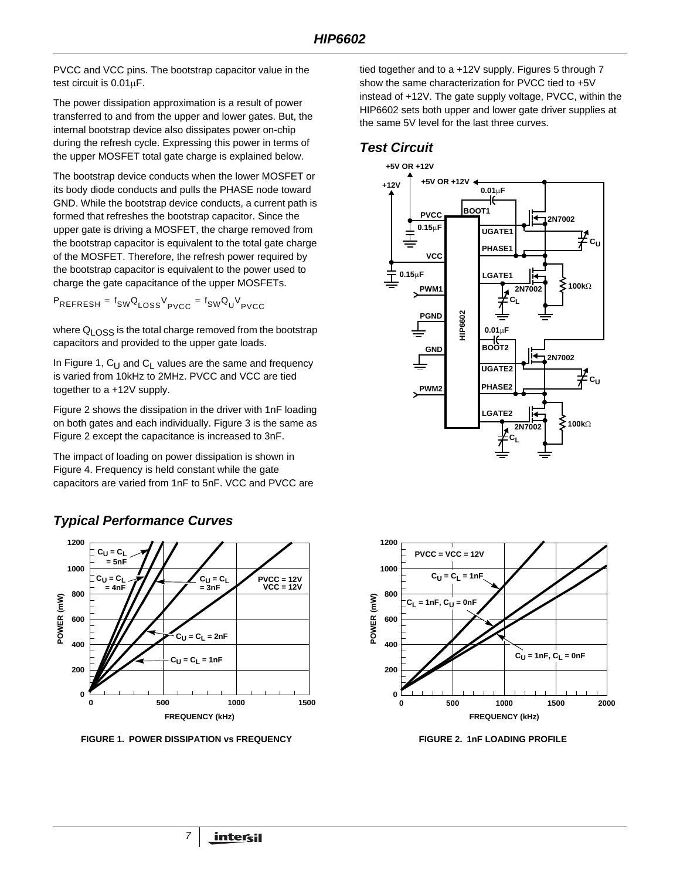PVCC and VCC pins. The bootstrap capacitor value in the test circuit is 0.01μF.

The power dissipation approximation is a result of power transferred to and from the upper and lower gates. But, the internal bootstrap device also dissipates power on-chip during the refresh cycle. Expressing this power in terms of the upper MOSFET total gate charge is explained below.

The bootstrap device conducts when the lower MOSFET or its body diode conducts and pulls the PHASE node toward GND. While the bootstrap device conducts, a current path is formed that refreshes the bootstrap capacitor. Since the upper gate is driving a MOSFET, the charge removed from the bootstrap capacitor is equivalent to the total gate charge of the MOSFET. Therefore, the refresh power required by the bootstrap capacitor is equivalent to the power used to charge the gate capacitance of the upper MOSFETs.

$$P_{REFRESH} = f_{SW}Q_{LOSS}V_{PVCC} = f_{SW}Q_{U}V_{PVCC}$$

where $Q_{LOSS}$ is the total charge removed from the bootstrap capacitors and provided to the upper gate loads.

In Figure 1, $C_U$ and $C_L$ values are the same and frequency is varied from 10kHz to 2MHz. PVCC and VCC are tied together to a +12V supply.

Figure 2 shows the dissipation in the driver with 1nF loading on both gates and each individually. Figure 3 is the same as Figure 2 except the capacitance is increased to 3nF.

The impact of loading on power dissipation is shown in Figure 4. Frequency is held constant while the gate capacitors are varied from 1nF to 5nF. VCC and PVCC are tied together and to a +12V supply. Figures 5 through 7 show the same characterization for PVCC tied to +5V instead of +12V. The gate supply voltage, PVCC, within the HIP6602 sets both upper and lower gate driver supplies at the same 5V level for the last three curves.

## Test Circuit

## Typical Performance Curves

FIGURE 1. POWER DISSIPATION vs FREQUENCY

FIGURE 2. 1nF LOADING PROFILE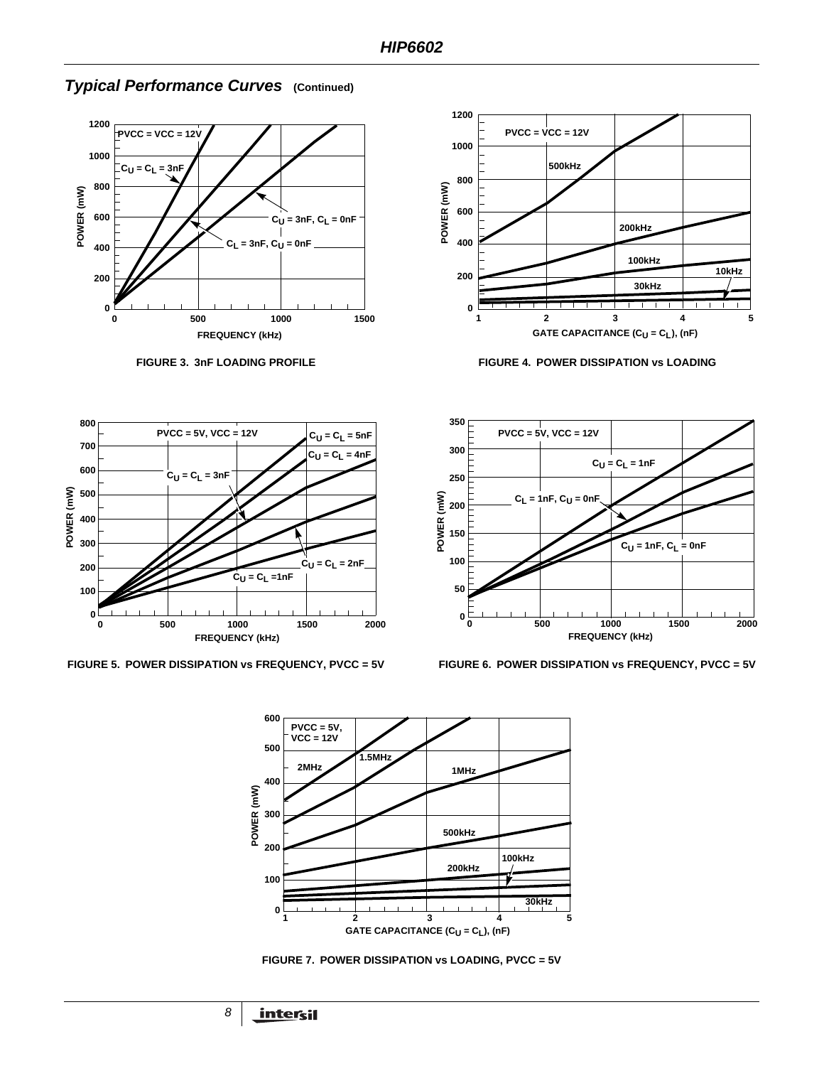## *Typical Performance Curves* (Continued)

FIGURE 3. 3nF LOADING PROFILE

FIGURE 4. POWER DISSIPATION vs LOADING

FIGURE 5. POWER DISSIPATION vs FREQUENCY, PVCC = 5V

FIGURE 6. POWER DISSIPATION vs FREQUENCY, PVCC = 5V

FIGURE 7. POWER DISSIPATION vs LOADING, PVCC = 5V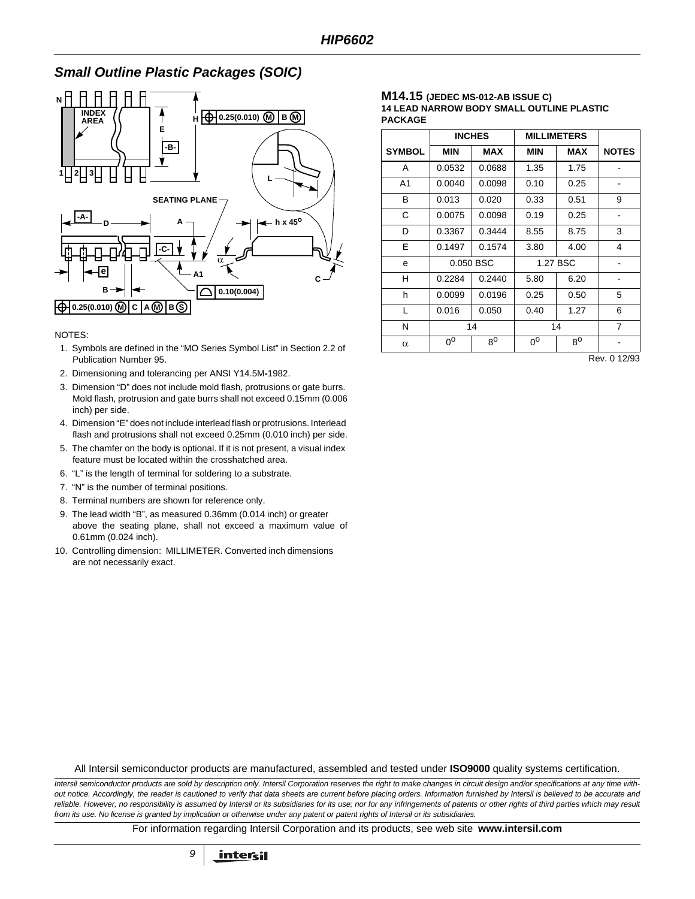## Small Outline Plastic Packages (SOIC)

N
INDEX AREA
H
0.25(0.010) M B M
E
-B-
1 2 3
L
SEATING PLANE
-A-
D
A
h x 45°
-C-
α
e
A1
C
B
0.10(0.004)
0.25(0.010) M C A M B S

NOTES:

1. Symbols are defined in the "MO Series Symbol List" in Section 2.2 of Publication Number 95.
2. Dimensioning and tolerancing per ANSI Y14.5M-1982.
3. Dimension "D" does not include mold flash, protrusions or gate burrs. Mold flash, protrusion and gate burrs shall not exceed 0.15mm (0.006 inch) per side.
4. Dimension "E" does not include interlead flash or protrusions. Interlead flash and protrusions shall not exceed 0.25mm (0.010 inch) per side.
5. The chamfer on the body is optional. If it is not present, a visual index feature must be located within the crosshatched area.
6. "L" is the length of terminal for soldering to a substrate.
7. "N" is the number of terminal positions.
8. Terminal numbers are shown for reference only.
9. The lead width "B", as measured 0.36mm (0.014 inch) or greater above the seating plane, shall not exceed a maximum value of 0.61mm (0.024 inch).
10. Controlling dimension: MILLIMETER. Converted inch dimensions are not necessarily exact.

### M14.15 (JEDEC MS-012-AB ISSUE C)
**14 LEAD NARROW BODY SMALL OUTLINE PLASTIC PACKAGE**

| | INCHES | | MILLIMETERS | | |
|---|---|---|---|---|---|
| SYMBOL | MIN | MAX | MIN | MAX | NOTES |
| A | 0.0532 | 0.0688 | 1.35 | 1.75 | - |
| A1 | 0.0040 | 0.0098 | 0.10 | 0.25 | - |
| B | 0.013 | 0.020 | 0.33 | 0.51 | 9 |
| C | 0.0075 | 0.0098 | 0.19 | 0.25 | - |
| D | 0.3367 | 0.3444 | 8.55 | 8.75 | 3 |
| E | 0.1497 | 0.1574 | 3.80 | 4.00 | 4 |
| e | 0.050 BSC | | 1.27 BSC | | - |
| H | 0.2284 | 0.2440 | 5.80 | 6.20 | - |
| h | 0.0099 | 0.0196 | 0.25 | 0.50 | 5 |
| L | 0.016 | 0.050 | 0.40 | 1.27 | 6 |
| N | 14 | | 14 | | 7 |
| α | 0° | 8° | 0° | 8° | - |

Rev. 0 12/93

All Intersil semiconductor products are manufactured, assembled and tested under **ISO9000** quality systems certification.

*Intersil semiconductor products are sold by description only. Intersil Corporation reserves the right to make changes in circuit design and/or specifications at any time without notice. Accordingly, the reader is cautioned to verify that data sheets are current before placing orders. Information furnished by Intersil is believed to be accurate and reliable. However, no responsibility is assumed by Intersil or its subsidiaries for its use; nor for any infringements of patents or other rights of third parties which may result from its use. No license is granted by implication or otherwise under any patent or patent rights of Intersil or its subsidiaries.*

For information regarding Intersil Corporation and its products, see web site **www.intersil.com**